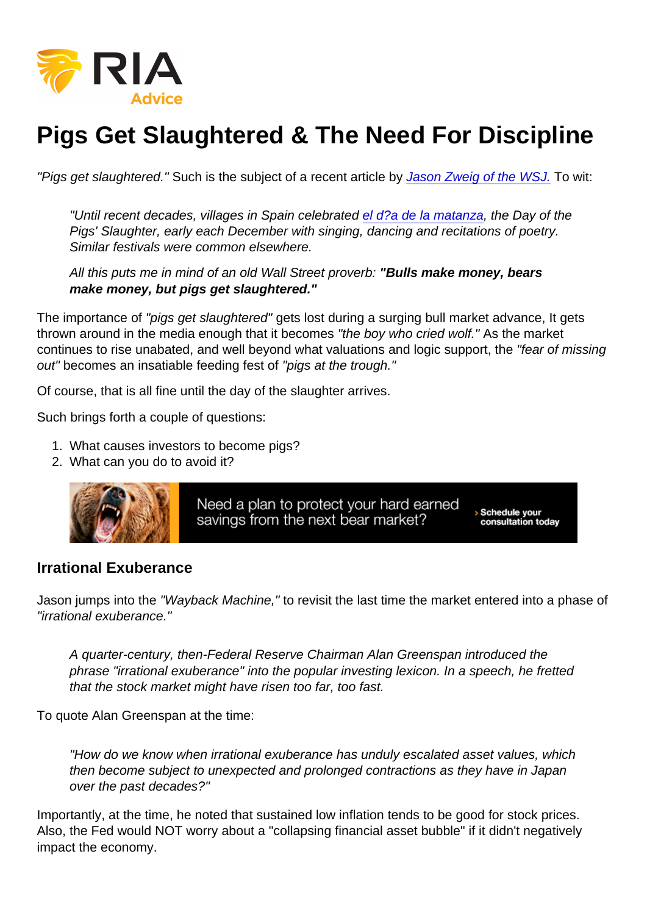# Pigs Get Slaughtered & The Need For Discipline

*"Pigs get slaughtered."* Such is the subject of a recent article by [Jason Zweig of the WSJ.]() To wit:

> *"Until recent decades, villages in Spain celebrated [el d?a de la matanza](), the Day of the Pigs' Slaughter, early each December with singing, dancing and recitations of poetry. Similar festivals were common elsewhere.*
>
> *All this puts me in mind of an old Wall Street proverb:* ***"Bulls make money, bears make money, but pigs get slaughtered."***

The importance of *"pigs get slaughtered"* gets lost during a surging bull market advance, It gets thrown around in the media enough that it becomes *"the boy who cried wolf."* As the market continues to rise unabated, and well beyond what valuations and logic support, the *"fear of missing out"* becomes an insatiable feeding fest of *"pigs at the trough."*

Of course, that is all fine until the day of the slaughter arrives.

Such brings forth a couple of questions:

1. What causes investors to become pigs?
2. What can you do to avoid it?

Need a plan to protect your hard earned savings from the next bear market? › Schedule your consultation today

### Irrational Exuberance

Jason jumps into the *"Wayback Machine,"* to revisit the last time the market entered into a phase of *"irrational exuberance."*

> *A quarter-century, then-Federal Reserve Chairman Alan Greenspan introduced the phrase "irrational exuberance" into the popular investing lexicon. In a speech, he fretted that the stock market might have risen too far, too fast.*

To quote Alan Greenspan at the time:

> *"How do we know when irrational exuberance has unduly escalated asset values, which then become subject to unexpected and prolonged contractions as they have in Japan over the past decades?"*

Importantly, at the time, he noted that sustained low inflation tends to be good for stock prices. Also, the Fed would NOT worry about a "collapsing financial asset bubble" if it didn't negatively impact the economy.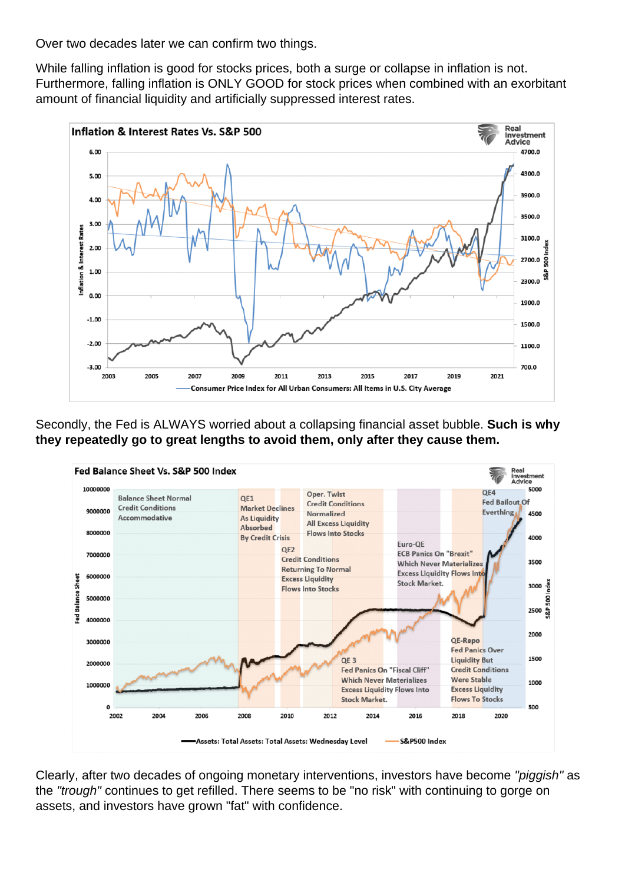Over two decades later we can confirm two things.

While falling inflation is good for stocks prices, both a surge or collapse in inflation is not. Furthermore, falling inflation is ONLY GOOD for stock prices when combined with an exorbitant amount of financial liquidity and artificially suppressed interest rates.

Secondly, the Fed is ALWAYS worried about a collapsing financial asset bubble. **Such is why they repeatedly go to great lengths to avoid them, only after they cause them.**

Clearly, after two decades of ongoing monetary interventions, investors have become *"piggish"* as the *"trough"* continues to get refilled. There seems to be "no risk" with continuing to gorge on assets, and investors have grown "fat" with confidence.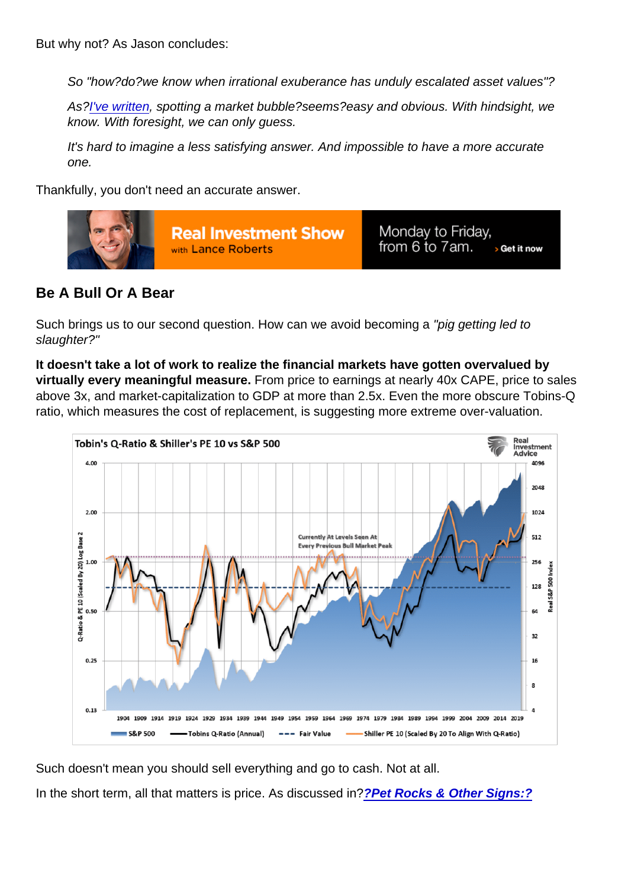But why not? As Jason concludes:

> So "how?do?we know when irrational exuberance has unduly escalated asset values"?
>
> As?I've written, spotting a market bubble?seems?easy and obvious. With hindsight, we know. With foresight, we can only guess.
>
> It's hard to imagine a less satisfying answer. And impossible to have a more accurate one.

Thankfully, you don't need an accurate answer.

## Be A Bull Or A Bear

Such brings us to our second question. How can we avoid becoming a *"pig getting led to slaughter?"*

**It doesn't take a lot of work to realize the financial markets have gotten overvalued by virtually every meaningful measure.** From price to earnings at nearly 40x CAPE, price to sales above 3x, and market-capitalization to GDP at more than 2.5x. Even the more obscure Tobins-Q ratio, which measures the cost of replacement, is suggesting more extreme over-valuation.

Such doesn't mean you should sell everything and go to cash. Not at all.

In the short term, all that matters is price. As discussed in?**?Pet Rocks & Other Signs:?**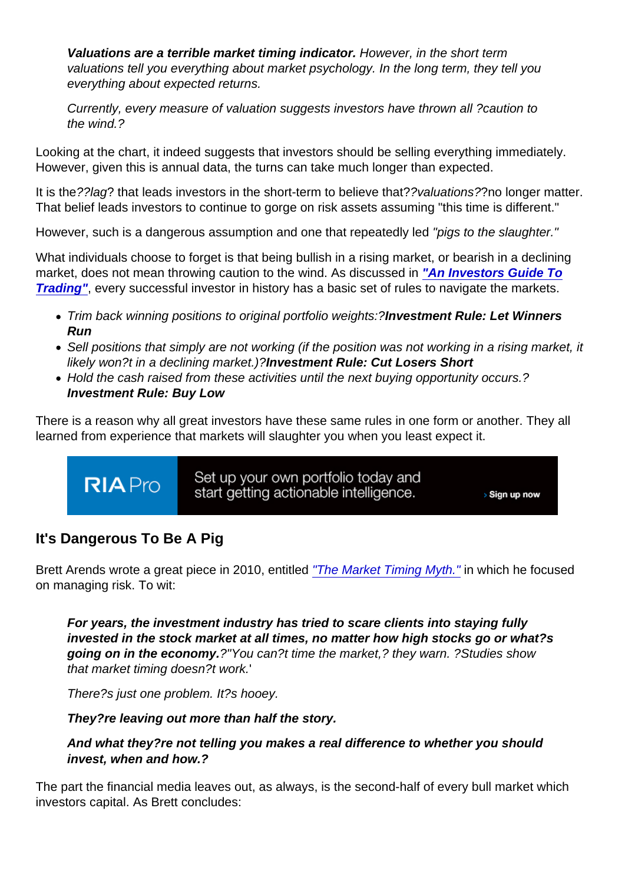> ***Valuations are a terrible market timing indicator.*** *However, in the short term valuations tell you everything about market psychology. In the long term, they tell you everything about expected returns.*
>
> *Currently, every measure of valuation suggests investors have thrown all ?caution to the wind.?*

Looking at the chart, it indeed suggests that investors should be selling everything immediately. However, given this is annual data, the turns can take much longer than expected.

It is the*??lag*? that leads investors in the short-term to believe that*??valuations?*?no longer matter. That belief leads investors to continue to gorge on risk assets assuming "this time is different."

However, such is a dangerous assumption and one that repeatedly led *"pigs to the slaughter."*

What individuals choose to forget is that being bullish in a rising market, or bearish in a declining market, does not mean throwing caution to the wind. As discussed in ***"An Investors Guide To Trading"***, every successful investor in history has a basic set of rules to navigate the markets.

- *Trim back winning positions to original portfolio weights:?**Investment Rule: Let Winners Run***
- *Sell positions that simply are not working (if the position was not working in a rising market, it likely won?t in a declining market.)?**Investment Rule: Cut Losers Short***
- *Hold the cash raised from these activities until the next buying opportunity occurs.? **Investment Rule: Buy Low***

There is a reason why all great investors have these same rules in one form or another. They all learned from experience that markets will slaughter you when you least expect it.

RIA Pro — Set up your own portfolio today and start getting actionable intelligence. › Sign up now

## It's Dangerous To Be A Pig

Brett Arends wrote a great piece in 2010, entitled *"The Market Timing Myth."* in which he focused on managing risk. To wit:

> ***For years, the investment industry has tried to scare clients into staying fully invested in the stock market at all times, no matter how high stocks go or what?s going on in the economy.****?"You can?t time the market,? they warn. ?Studies show that market timing doesn?t work.'*
>
> *There?s just one problem. It?s hooey.*
>
> ***They?re leaving out more than half the story.***
>
> ***And what they?re not telling you makes a real difference to whether you should invest, when and how.?***

The part the financial media leaves out, as always, is the second-half of every bull market which investors capital. As Brett concludes: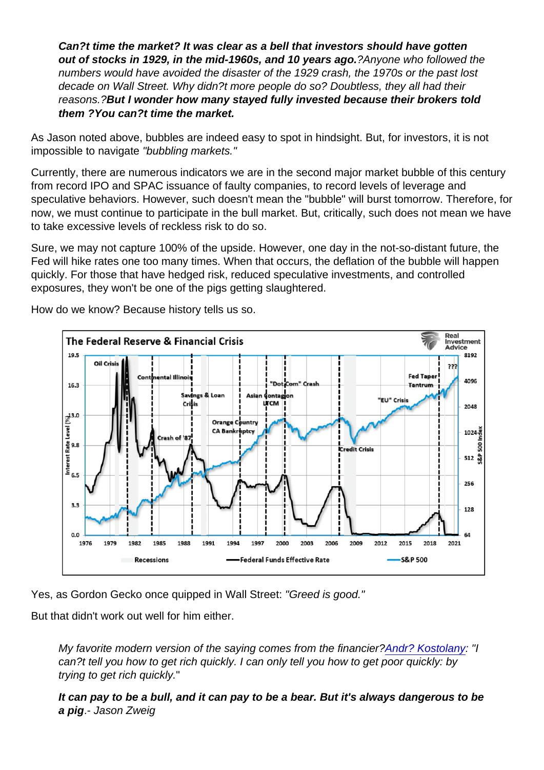> **Can?t time the market? It was clear as a bell that investors should have gotten out of stocks in 1929, in the mid-1960s, and 10 years ago.**?*Anyone who followed the numbers would have avoided the disaster of the 1929 crash, the 1970s or the past lost decade on Wall Street. Why didn?t more people do so? Doubtless, they all had their reasons.*?**But I wonder how many stayed fully invested because their brokers told them ?You can?t time the market.**

As Jason noted above, bubbles are indeed easy to spot in hindsight. But, for investors, it is not impossible to navigate *"bubbling markets."*

Currently, there are numerous indicators we are in the second major market bubble of this century from record IPO and SPAC issuance of faulty companies, to record levels of leverage and speculative behaviors. However, such doesn't mean the "bubble" will burst tomorrow. Therefore, for now, we must continue to participate in the bull market. But, critically, such does not mean we have to take excessive levels of reckless risk to do so.

Sure, we may not capture 100% of the upside. However, one day in the not-so-distant future, the Fed will hike rates one too many times. When that occurs, the deflation of the bubble will happen quickly. For those that have hedged risk, reduced speculative investments, and controlled exposures, they won't be one of the pigs getting slaughtered.

How do we know? Because history tells us so.

The Federal Reserve & Financial Crisis

Real Investment Advice

Oil Crisis
Continental Illinois
Savings & Loan Crisis
Crash of '87
Orange Country CA Bankruptcy
Asian Contagion LTCM
"Dot.Com" Crash
Credit Crisis
"EU" Crisis
Fed Taper Tantrum
???

Interest Rate Level (%)
19.5
16.3
13.0
9.8
6.5
3.3
0.0

S&P 500 Index
8192
4096
2048
1024
512
256
128
64

1976 1979 1982 1985 1988 1991 1994 1997 2000 2003 2006 2009 2012 2015 2018 2021

Recessions
Federal Funds Effective Rate
S&P 500

Yes, as Gordon Gecko once quipped in Wall Street: *"Greed is good."*

But that didn't work out well for him either.

> *My favorite modern version of the saying comes from the financier?[Andr? Kostolany](): "I can?t tell you how to get rich quickly. I can only tell you how to get poor quickly: by trying to get rich quickly."*
>
> **It can pay to be a bull, and it can pay to be a bear. But it's always dangerous to be a pig**.- *Jason Zweig*